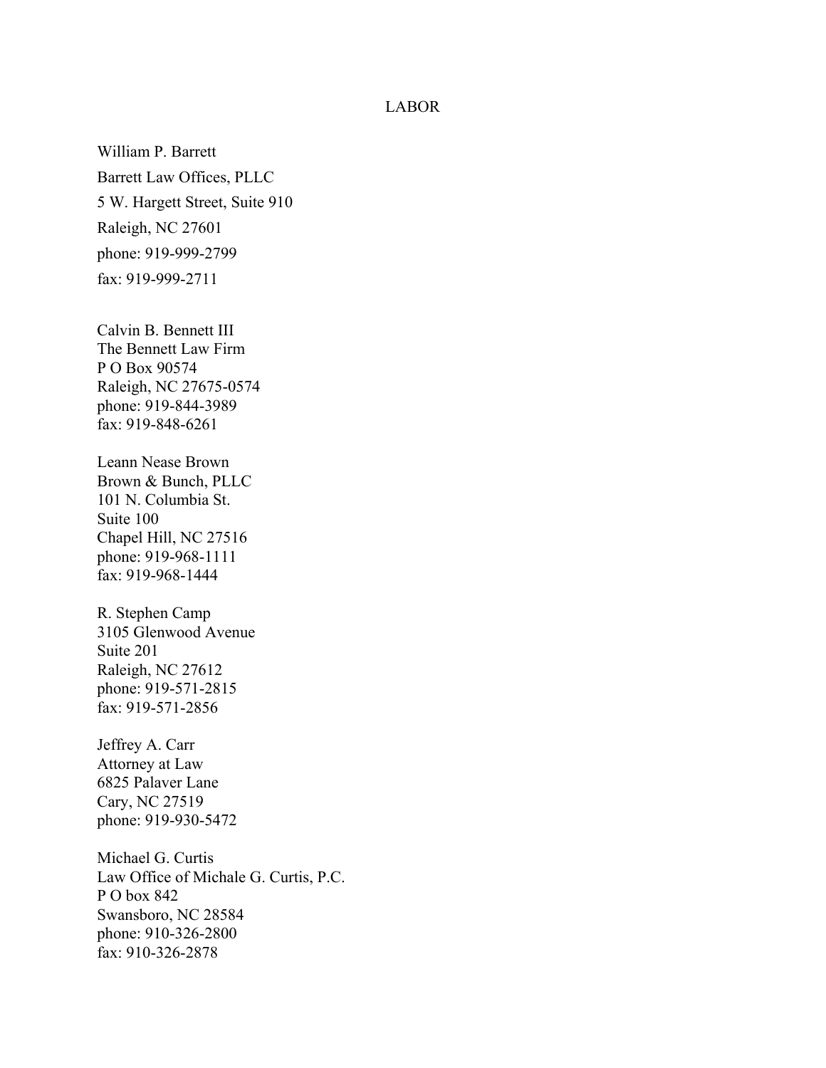# LABOR

William P. Barrett  
Barrett Law Offices, PLLC  
5 W. Hargett Street, Suite 910  
Raleigh, NC 27601  
phone: 919-999-2799  
fax: 919-999-2711

Calvin B. Bennett III  
The Bennett Law Firm  
P O Box 90574  
Raleigh, NC 27675-0574  
phone: 919-844-3989  
fax: 919-848-6261

Leann Nease Brown  
Brown & Bunch, PLLC  
101 N. Columbia St.  
Suite 100  
Chapel Hill, NC 27516  
phone: 919-968-1111  
fax: 919-968-1444

R. Stephen Camp  
3105 Glenwood Avenue  
Suite 201  
Raleigh, NC 27612  
phone: 919-571-2815  
fax: 919-571-2856

Jeffrey A. Carr  
Attorney at Law  
6825 Palaver Lane  
Cary, NC 27519  
phone: 919-930-5472

Michael G. Curtis  
Law Office of Michale G. Curtis, P.C.  
P O box 842  
Swansboro, NC 28584  
phone: 910-326-2800  
fax: 910-326-2878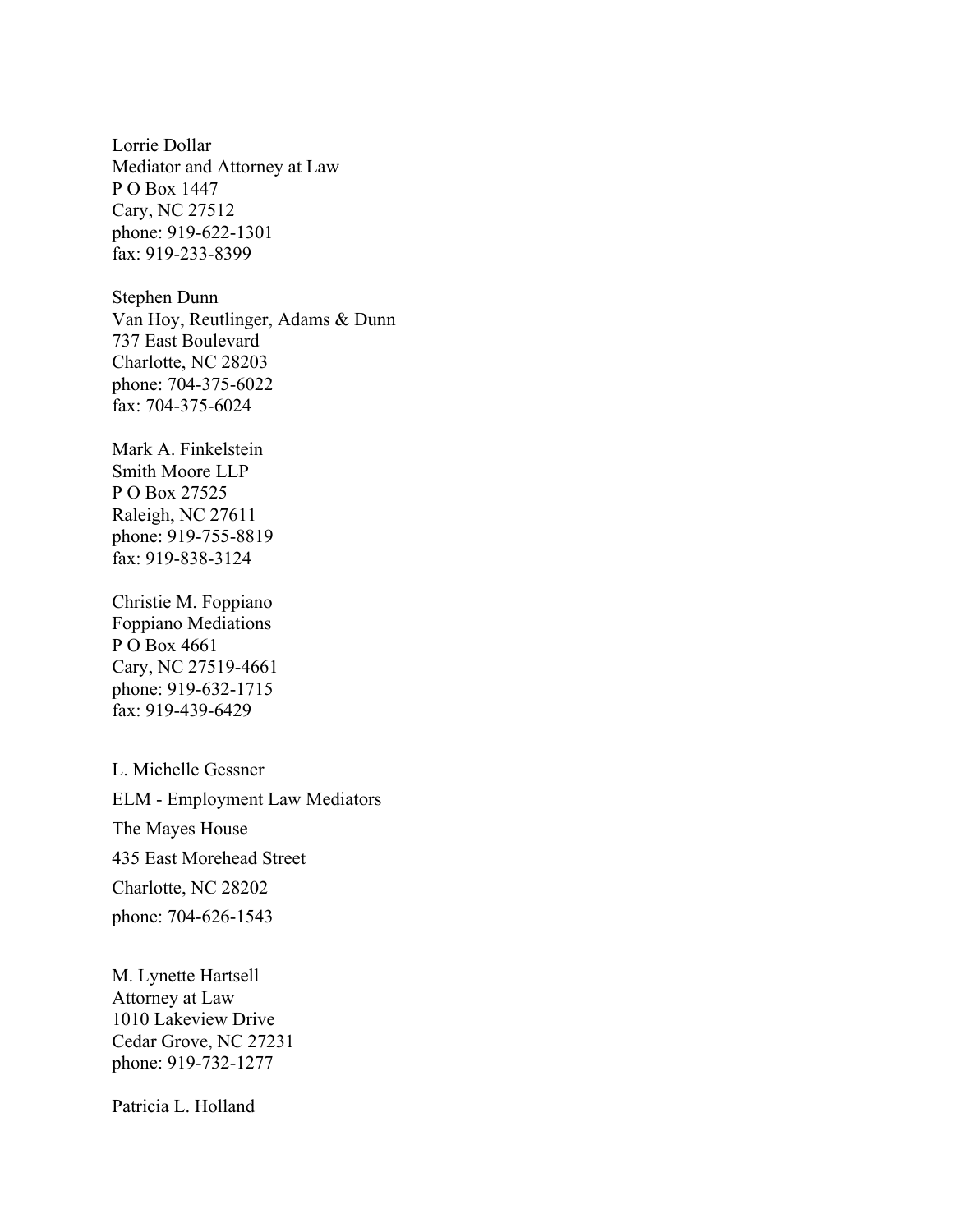Lorrie Dollar
Mediator and Attorney at Law
P O Box 1447
Cary, NC 27512
phone: 919-622-1301
fax: 919-233-8399

Stephen Dunn
Van Hoy, Reutlinger, Adams & Dunn
737 East Boulevard
Charlotte, NC 28203
phone: 704-375-6022
fax: 704-375-6024

Mark A. Finkelstein
Smith Moore LLP
P O Box 27525
Raleigh, NC 27611
phone: 919-755-8819
fax: 919-838-3124

Christie M. Foppiano
Foppiano Mediations
P O Box 4661
Cary, NC 27519-4661
phone: 919-632-1715
fax: 919-439-6429

L. Michelle Gessner
ELM - Employment Law Mediators
The Mayes House
435 East Morehead Street
Charlotte, NC 28202
phone: 704-626-1543

M. Lynette Hartsell
Attorney at Law
1010 Lakeview Drive
Cedar Grove, NC 27231
phone: 919-732-1277

Patricia L. Holland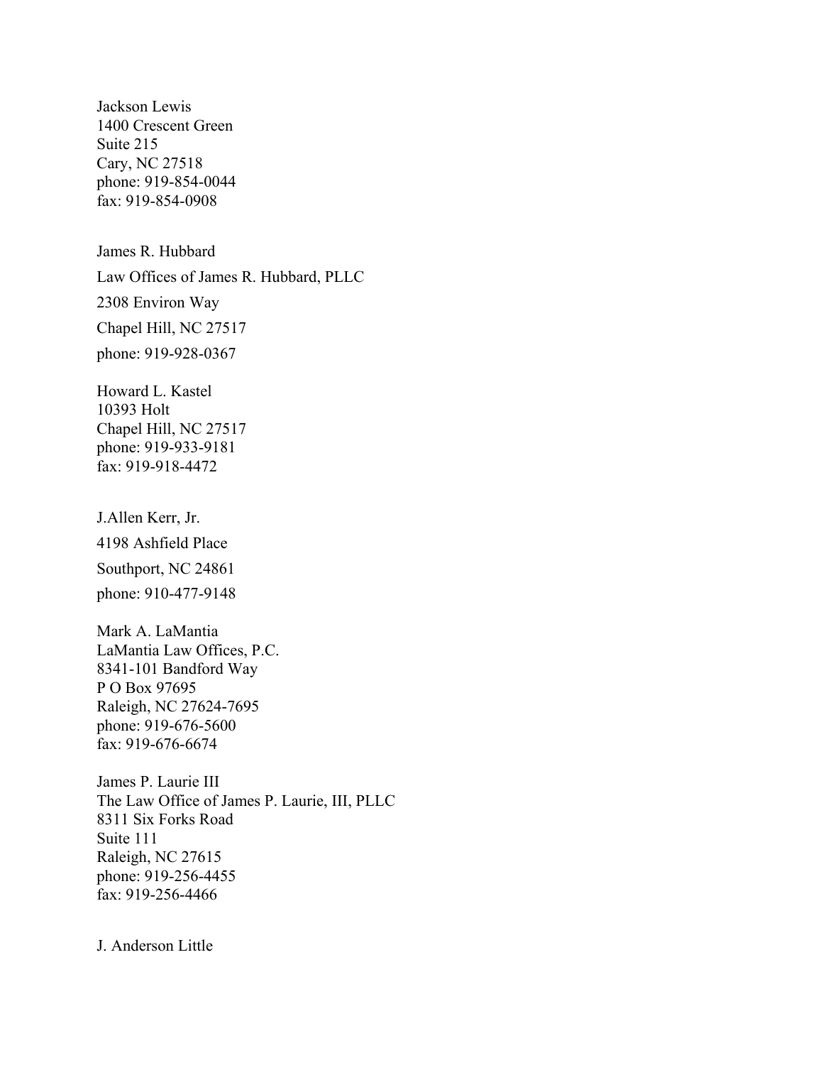Jackson Lewis
1400 Crescent Green
Suite 215
Cary, NC 27518
phone: 919-854-0044
fax: 919-854-0908

James R. Hubbard
Law Offices of James R. Hubbard, PLLC
2308 Environ Way
Chapel Hill, NC 27517
phone: 919-928-0367

Howard L. Kastel
10393 Holt
Chapel Hill, NC 27517
phone: 919-933-9181
fax: 919-918-4472

J.Allen Kerr, Jr.
4198 Ashfield Place
Southport, NC 24861
phone: 910-477-9148

Mark A. LaMantia
LaMantia Law Offices, P.C.
8341-101 Bandford Way
P O Box 97695
Raleigh, NC 27624-7695
phone: 919-676-5600
fax: 919-676-6674

James P. Laurie III
The Law Office of James P. Laurie, III, PLLC
8311 Six Forks Road
Suite 111
Raleigh, NC 27615
phone: 919-256-4455
fax: 919-256-4466

J. Anderson Little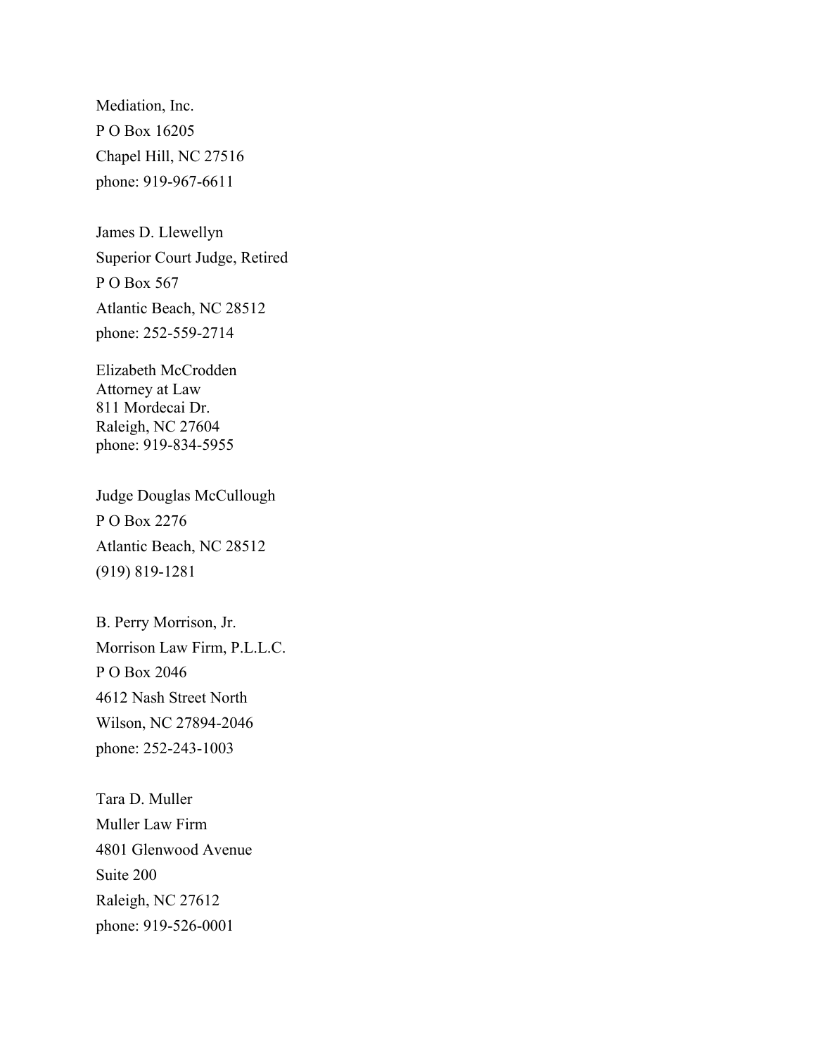Mediation, Inc.
P O Box 16205
Chapel Hill, NC 27516
phone: 919-967-6611

James D. Llewellyn
Superior Court Judge, Retired
P O Box 567
Atlantic Beach, NC 28512
phone: 252-559-2714

Elizabeth McCrodden
Attorney at Law
811 Mordecai Dr.
Raleigh, NC 27604
phone: 919-834-5955

Judge Douglas McCullough
P O Box 2276
Atlantic Beach, NC 28512
(919) 819-1281

B. Perry Morrison, Jr.
Morrison Law Firm, P.L.L.C.
P O Box 2046
4612 Nash Street North
Wilson, NC 27894-2046
phone: 252-243-1003

Tara D. Muller
Muller Law Firm
4801 Glenwood Avenue
Suite 200
Raleigh, NC 27612
phone: 919-526-0001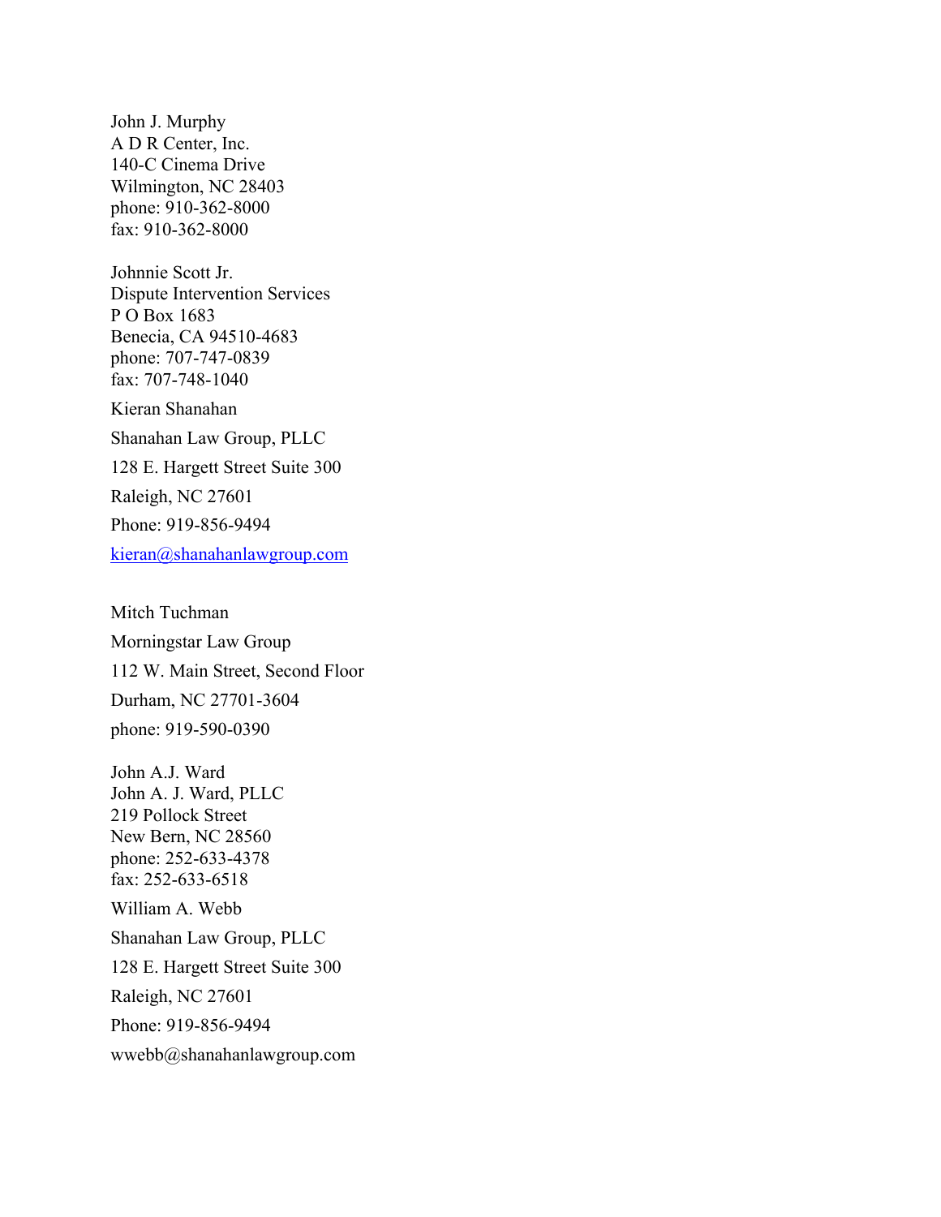John J. Murphy
A D R Center, Inc.
140-C Cinema Drive
Wilmington, NC 28403
phone: 910-362-8000
fax: 910-362-8000

Johnnie Scott Jr.
Dispute Intervention Services
P O Box 1683
Benecia, CA 94510-4683
phone: 707-747-0839
fax: 707-748-1040

Kieran Shanahan
Shanahan Law Group, PLLC
128 E. Hargett Street Suite 300
Raleigh, NC 27601
Phone: 919-856-9494
kieran@shanahanlawgroup.com

Mitch Tuchman
Morningstar Law Group
112 W. Main Street, Second Floor
Durham, NC 27701-3604
phone: 919-590-0390

John A.J. Ward
John A. J. Ward, PLLC
219 Pollock Street
New Bern, NC 28560
phone: 252-633-4378
fax: 252-633-6518

William A. Webb
Shanahan Law Group, PLLC
128 E. Hargett Street Suite 300
Raleigh, NC 27601
Phone: 919-856-9494
wwebb@shanahanlawgroup.com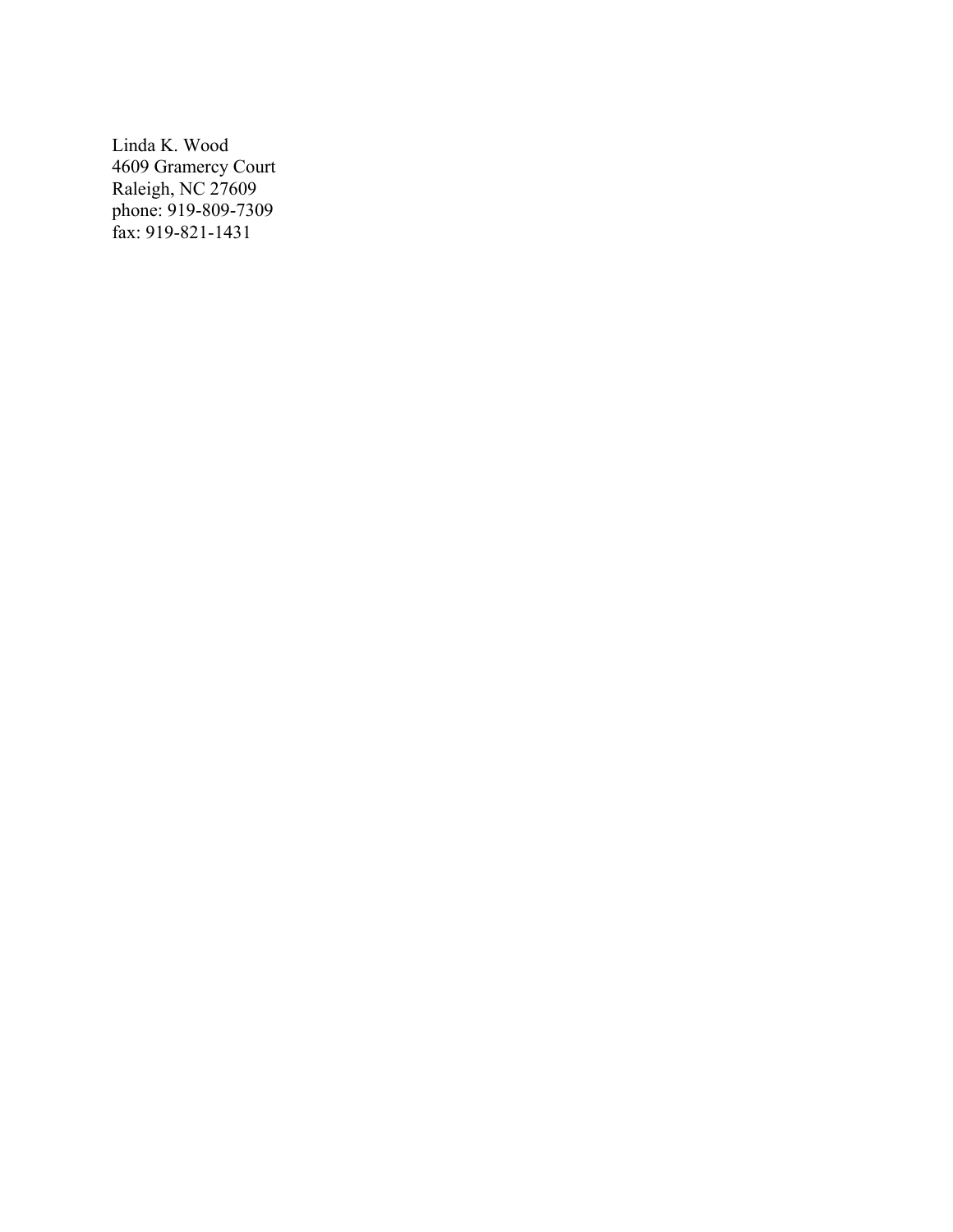Linda K. Wood
4609 Gramercy Court
Raleigh, NC 27609
phone: 919-809-7309
fax: 919-821-1431